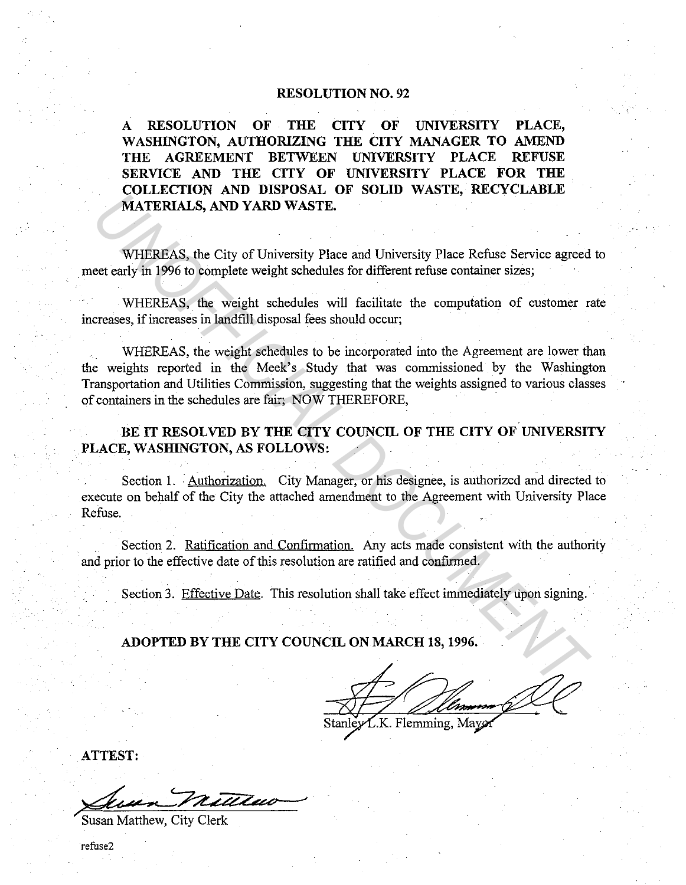# RESOLUTION NO. 92

**A RESOLUTION OF THE CITY OF UNIVERSITY PLACE, WASHINGTON, AUTHORIZING THE CITY MANAGER TO AMEND THE AGREEMENT BETWEEN UNIVERSITY PLACE REFUSE SERVICE AND THE CITY OF UNIVERSITY PLACE FOR THE COLLECTION AND DISPOSAL OF SOLID WASTE, RECYCLABLE MATERIALS, AND YARD WASTE.**

WHEREAS, the City of University Place and University Place Refuse Service agreed to meet early in 1996 to complete weight schedules for different refuse container sizes;

WHEREAS, the weight schedules will facilitate the computation of customer rate increases, if increases in landfill disposal fees should occur;

WHEREAS, the weight schedules to be incorporated into the Agreement are lower than the weights reported in the Meek's Study that was commissioned by the Washington Transportation and Utilities Commission, suggesting that the weights assigned to various classes of containers in the schedules are fair; NOW THEREFORE,

**BE IT RESOLVED BY THE CITY COUNCIL OF THE CITY OF UNIVERSITY PLACE, WASHINGTON, AS FOLLOWS:**

Section 1. Authorization. City Manager, or his designee, is authorized and directed to execute on behalf of the City the attached amendment to the Agreement with University Place Refuse.

Section 2. Ratification and Confirmation. Any acts made consistent with the authority and prior to the effective date of this resolution are ratified and confirmed.

Section 3. Effective Date. This resolution shall take effect immediately upon signing.

**ADOPTED BY THE CITY COUNCIL ON MARCH 18, 1996.**

Stanley L.K. Flemming, Mayor

**ATTEST:**

Susan Matthew, City Clerk

refuse2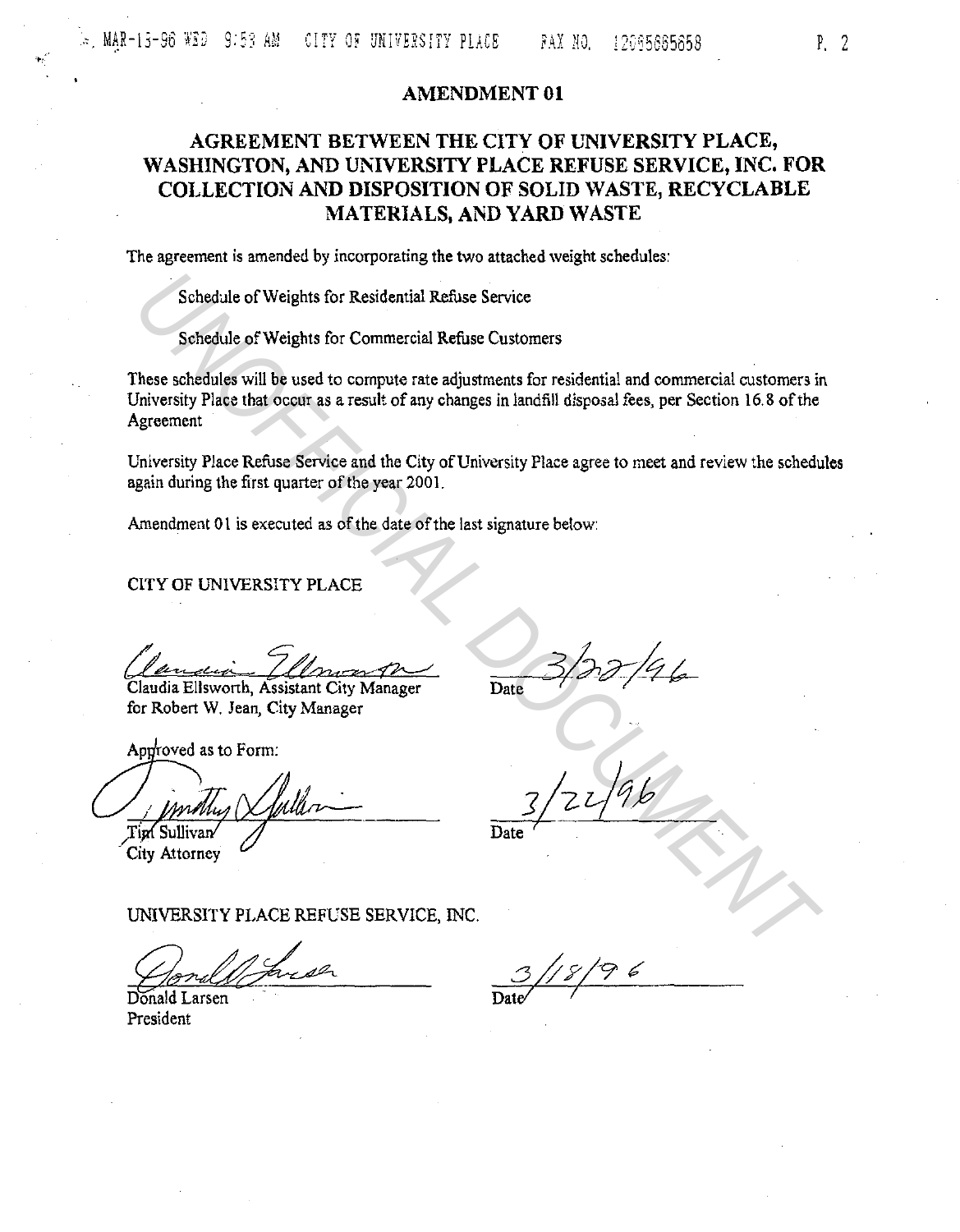# AMENDMENT 01

## AGREEMENT BETWEEN THE CITY OF UNIVERSITY PLACE, WASHINGTON, AND UNIVERSITY PLACE REFUSE SERVICE, INC. FOR COLLECTION AND DISPOSITION OF SOLID WASTE, RECYCLABLE MATERIALS, AND YARD WASTE

The agreement is amended by incorporating the two attached weight schedules:

Schedule of Weights for Residential Refuse Service

Schedule of Weights for Commercial Refuse Customers

These schedules will be used to compute rate adjustments for residential and commercial customers in University Place that occur as a result of any changes in landfill disposal fees, per Section 16.8 of the Agreement

University Place Refuse Service and the City of University Place agree to meet and review the schedules again during the first quarter of the year 2001.

Amendment 01 is executed as of the date of the last signature below:

CITY OF UNIVERSITY PLACE

Claudia Ellsworth, Assistant City Manager
for Robert W. Jean, City Manager

Date 3/22/96

Approved as to Form:

Tim Sullivan
City Attorney

Date 3/22/96

UNIVERSITY PLACE REFUSE SERVICE, INC.

Donald Larsen
President

Date 3/18/96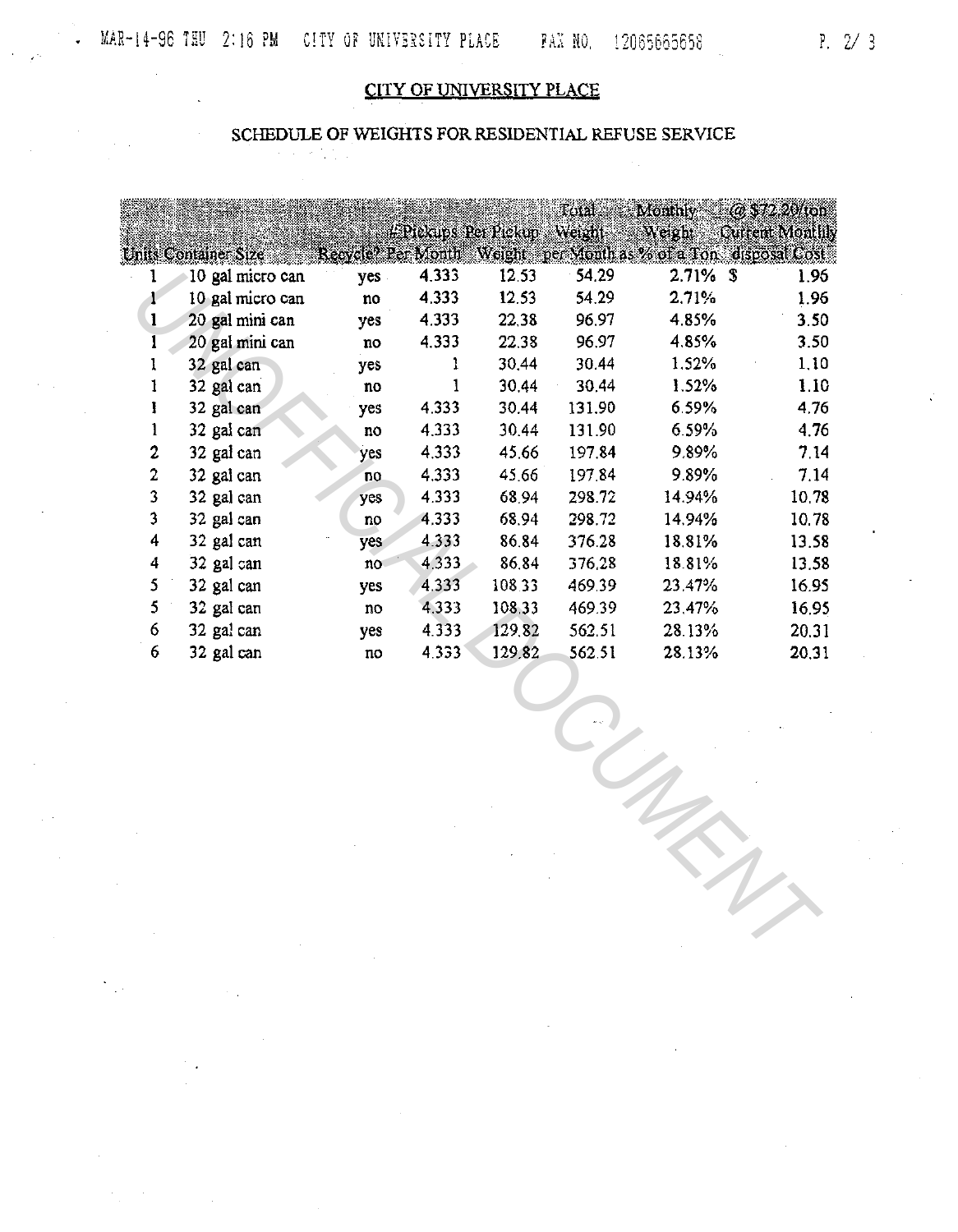## CITY OF UNIVERSITY PLACE

### SCHEDULE OF WEIGHTS FOR RESIDENTIAL REFUSE SERVICE

| Units | Container Size | Recycle? | # Pickups Per Month | Per Pickup Weight | Total Weight per Month | Monthly Weight as % of a Ton | @ $72.20/ton Current Monthly disposal Cost |
|---|---|---|---|---|---|---|---|
| 1 | 10 gal micro can | yes | 4.333 | 12.53 | 54.29 | 2.71% | $ 1.96 |
| 1 | 10 gal micro can | no | 4.333 | 12.53 | 54.29 | 2.71% | 1.96 |
| 1 | 20 gal mini can | yes | 4.333 | 22.38 | 96.97 | 4.85% | 3.50 |
| 1 | 20 gal mini can | no | 4.333 | 22.38 | 96.97 | 4.85% | 3.50 |
| 1 | 32 gal can | yes | 1 | 30.44 | 30.44 | 1.52% | 1.10 |
| 1 | 32 gal can | no | 1 | 30.44 | 30.44 | 1.52% | 1.10 |
| 1 | 32 gal can | yes | 4.333 | 30.44 | 131.90 | 6.59% | 4.76 |
| 1 | 32 gal can | no | 4.333 | 30.44 | 131.90 | 6.59% | 4.76 |
| 2 | 32 gal can | yes | 4.333 | 45.66 | 197.84 | 9.89% | 7.14 |
| 2 | 32 gal can | no | 4.333 | 45.66 | 197.84 | 9.89% | 7.14 |
| 3 | 32 gal can | yes | 4.333 | 68.94 | 298.72 | 14.94% | 10.78 |
| 3 | 32 gal can | no | 4.333 | 68.94 | 298.72 | 14.94% | 10.78 |
| 4 | 32 gal can | yes | 4.333 | 86.84 | 376.28 | 18.81% | 13.58 |
| 4 | 32 gal can | no | 4.333 | 86.84 | 376.28 | 18.81% | 13.58 |
| 5 | 32 gal can | yes | 4.333 | 108.33 | 469.39 | 23.47% | 16.95 |
| 5 | 32 gal can | no | 4.333 | 108.33 | 469.39 | 23.47% | 16.95 |
| 6 | 32 gal can | yes | 4.333 | 129.82 | 562.51 | 28.13% | 20.31 |
| 6 | 32 gal can | no | 4.333 | 129.82 | 562.51 | 28.13% | 20.31 |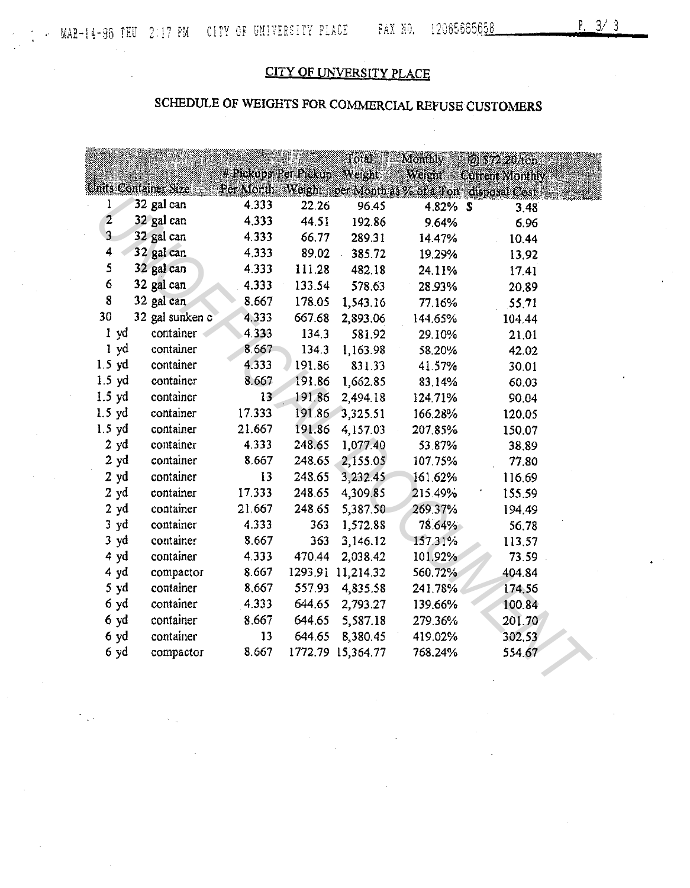## CITY OF UNVERSITY PLACE

## SCHEDULE OF WEIGHTS FOR COMMERCIAL REFUSE CUSTOMERS

| Units | Container Size | # Pickups Per Month | Per Pickup Weight | Total Weight per Month | Monthly Weight as % of a Ton | @ $72.20/ton Current Monthly disposal Cost |
|---|---|---|---|---|---|---|
| 1 | 32 gal can | 4.333 | 22.26 | 96.45 | 4.82% | $ 3.48 |
| 2 | 32 gal can | 4.333 | 44.51 | 192.86 | 9.64% | 6.96 |
| 3 | 32 gal can | 4.333 | 66.77 | 289.31 | 14.47% | 10.44 |
| 4 | 32 gal can | 4.333 | 89.02 | 385.72 | 19.29% | 13.92 |
| 5 | 32 gal can | 4.333 | 111.28 | 482.18 | 24.11% | 17.41 |
| 6 | 32 gal can | 4.333 | 133.54 | 578.63 | 28.93% | 20.89 |
| 8 | 32 gal can | 8.667 | 178.05 | 1,543.16 | 77.16% | 55.71 |
| 30 | 32 gal sunken c | 4.333 | 667.68 | 2,893.06 | 144.65% | 104.44 |
| 1 yd | container | 4.333 | 134.3 | 581.92 | 29.10% | 21.01 |
| 1 yd | container | 8.667 | 134.3 | 1,163.98 | 58.20% | 42.02 |
| 1.5 yd | container | 4.333 | 191.86 | 831.33 | 41.57% | 30.01 |
| 1.5 yd | container | 8.667 | 191.86 | 1,662.85 | 83.14% | 60.03 |
| 1.5 yd | container | 13 | 191.86 | 2,494.18 | 124.71% | 90.04 |
| 1.5 yd | container | 17.333 | 191.86 | 3,325.51 | 166.28% | 120.05 |
| 1.5 yd | container | 21.667 | 191.86 | 4,157.03 | 207.85% | 150.07 |
| 2 yd | container | 4.333 | 248.65 | 1,077.40 | 53.87% | 38.89 |
| 2 yd | container | 8.667 | 248.65 | 2,155.05 | 107.75% | 77.80 |
| 2 yd | container | 13 | 248.65 | 3,232.45 | 161.62% | 116.69 |
| 2 yd | container | 17.333 | 248.65 | 4,309.85 | 215.49% | 155.59 |
| 2 yd | container | 21.667 | 248.65 | 5,387.50 | 269.37% | 194.49 |
| 3 yd | container | 4.333 | 363 | 1,572.88 | 78.64% | 56.78 |
| 3 yd | container | 8.667 | 363 | 3,146.12 | 157.31% | 113.57 |
| 4 yd | container | 4.333 | 470.44 | 2,038.42 | 101.92% | 73.59 |
| 4 yd | compactor | 8.667 | 1293.91 | 11,214.32 | 560.72% | 404.84 |
| 5 yd | container | 8.667 | 557.93 | 4,835.58 | 241.78% | 174.56 |
| 6 yd | container | 4.333 | 644.65 | 2,793.27 | 139.66% | 100.84 |
| 6 yd | container | 8.667 | 644.65 | 5,587.18 | 279.36% | 201.70 |
| 6 yd | container | 13 | 644.65 | 8,380.45 | 419.02% | 302.53 |
| 6 yd | compactor | 8.667 | 1772.79 | 15,364.77 | 768.24% | 554.67 |